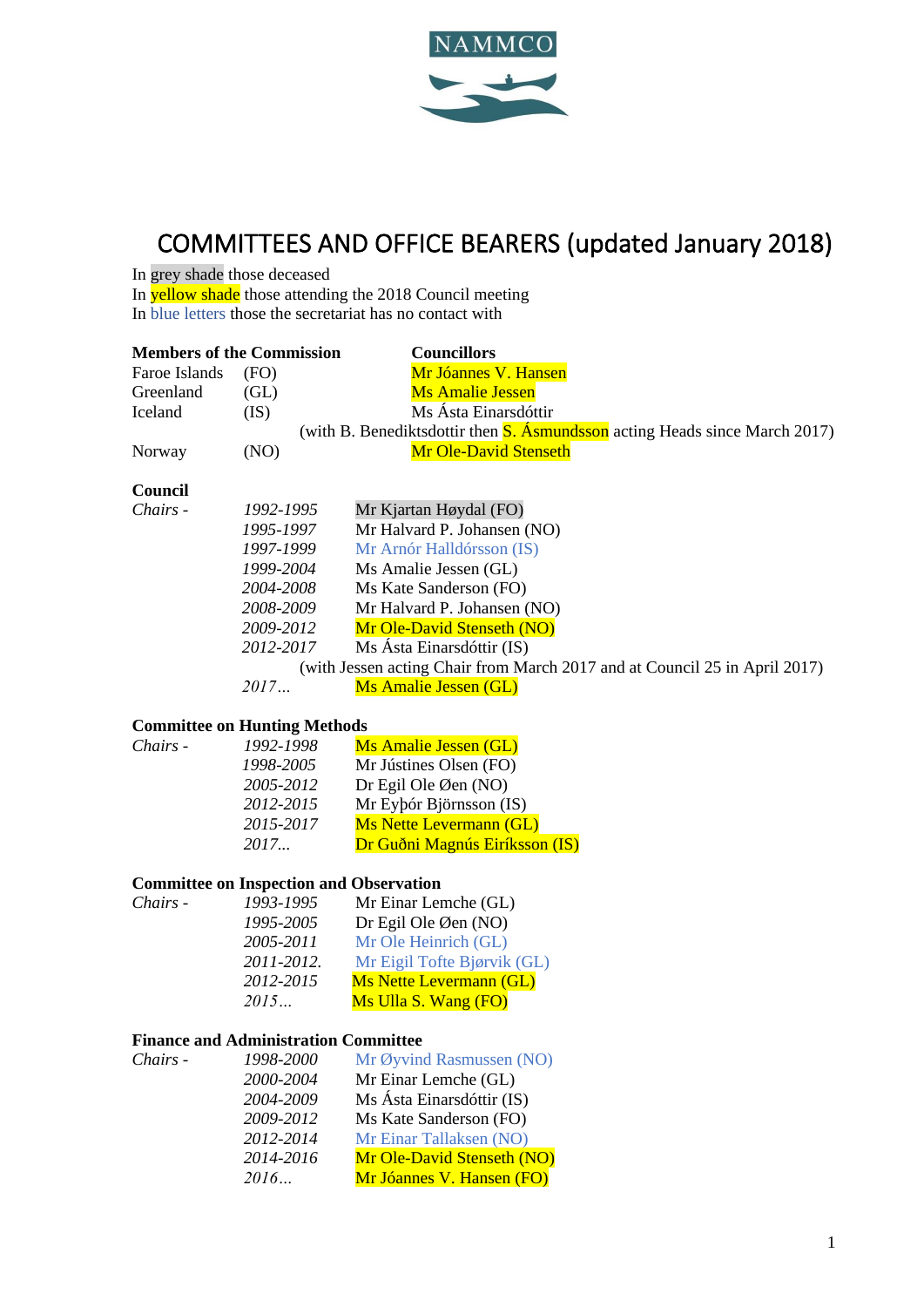NAMMCO

# COMMITTEES AND OFFICE BEARERS (updated January 2018)

In grey shade those deceased
In yellow shade those attending the 2018 Council meeting
In blue letters those the secretariat has no contact with

| **Members of the Commission** | | **Councillors** |
|---|---|---|
| Faroe Islands | (FO) | Mr Jóannes V. Hansen |
| Greenland | (GL) | Ms Amalie Jessen |
| Iceland | (IS) | Ms Ásta Einarsdóttir |
| | | (with B. Benediktsdottir then S. Ásmundsson acting Heads since March 2017) |
| Norway | (NO) | Mr Ole-David Stenseth |

**Council**

| | | |
|---|---|---|
| *Chairs -* | *1992-1995* | Mr Kjartan Høydal (FO) |
| | *1995-1997* | Mr Halvard P. Johansen (NO) |
| | *1997-1999* | Mr Arnór Halldórsson (IS) |
| | *1999-2004* | Ms Amalie Jessen (GL) |
| | *2004-2008* | Ms Kate Sanderson (FO) |
| | *2008-2009* | Mr Halvard P. Johansen (NO) |
| | *2009-2012* | Mr Ole-David Stenseth (NO) |
| | *2012-2017* | Ms Ásta Einarsdóttir (IS) |
| | | (with Jessen acting Chair from March 2017 and at Council 25 in April 2017) |
| | *2017…* | Ms Amalie Jessen (GL) |

**Committee on Hunting Methods**

| | | |
|---|---|---|
| *Chairs -* | *1992-1998* | Ms Amalie Jessen (GL) |
| | *1998-2005* | Mr Jústines Olsen (FO) |
| | *2005-2012* | Dr Egil Ole Øen (NO) |
| | *2012-2015* | Mr Eyþór Björnsson (IS) |
| | *2015-2017* | Ms Nette Levermann (GL) |
| | *2017...* | Dr Guðni Magnús Eiríksson (IS) |

**Committee on Inspection and Observation**

| | | |
|---|---|---|
| *Chairs -* | *1993-1995* | Mr Einar Lemche (GL) |
| | *1995-2005* | Dr Egil Ole Øen (NO) |
| | *2005-2011* | Mr Ole Heinrich (GL) |
| | *2011-2012.* | Mr Eigil Tofte Bjørvik (GL) |
| | *2012-2015* | Ms Nette Levermann (GL) |
| | *2015…* | Ms Ulla S. Wang (FO) |

**Finance and Administration Committee**

| | | |
|---|---|---|
| *Chairs -* | *1998-2000* | Mr Øyvind Rasmussen (NO) |
| | *2000-2004* | Mr Einar Lemche (GL) |
| | *2004-2009* | Ms Ásta Einarsdóttir (IS) |
| | *2009-2012* | Ms Kate Sanderson (FO) |
| | *2012-2014* | Mr Einar Tallaksen (NO) |
| | *2014-2016* | Mr Ole-David Stenseth (NO) |
| | *2016…* | Mr Jóannes V. Hansen (FO) |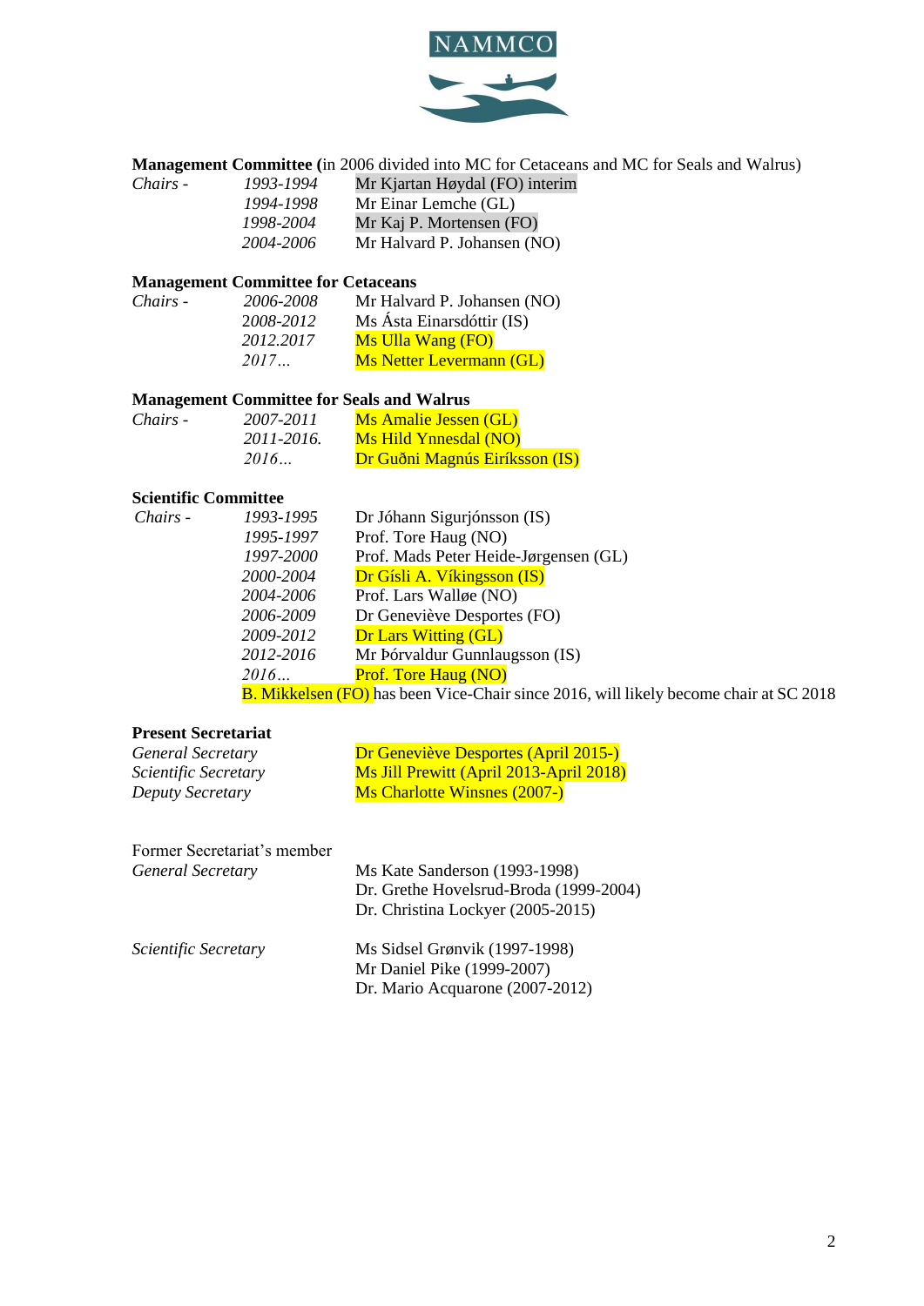NAMMCO

**Management Committee (**in 2006 divided into MC for Cetaceans and MC for Seals and Walrus)

| | | |
|---|---|---|
| *Chairs -* | *1993-1994* | Mr Kjartan Høydal (FO) interim |
| | *1994-1998* | Mr Einar Lemche (GL) |
| | *1998-2004* | Mr Kaj P. Mortensen (FO) |
| | *2004-2006* | Mr Halvard P. Johansen (NO) |

**Management Committee for Cetaceans**

| | | |
|---|---|---|
| *Chairs -* | *2006-2008* | Mr Halvard P. Johansen (NO) |
| | *2008-2012* | Ms Ásta Einarsdóttir (IS) |
| | *2012.2017* | Ms Ulla Wang (FO) |
| | *2017…* | Ms Netter Levermann (GL) |

**Management Committee for Seals and Walrus**

| | | |
|---|---|---|
| *Chairs -* | *2007-2011* | Ms Amalie Jessen (GL) |
| | *2011-2016.* | Ms Hild Ynnesdal (NO) |
| | *2016…* | Dr Guðni Magnús Eiríksson (IS) |

**Scientific Committee**

| | | |
|---|---|---|
| *Chairs -* | *1993-1995* | Dr Jóhann Sigurjónsson (IS) |
| | *1995-1997* | Prof. Tore Haug (NO) |
| | *1997-2000* | Prof. Mads Peter Heide-Jørgensen (GL) |
| | *2000-2004* | Dr Gísli A. Víkingsson (IS) |
| | *2004-2006* | Prof. Lars Walløe (NO) |
| | *2006-2009* | Dr Geneviève Desportes (FO) |
| | *2009-2012* | Dr Lars Witting (GL) |
| | *2012-2016* | Mr Þórvaldur Gunnlaugsson (IS) |
| | *2016…* | Prof. Tore Haug (NO) |

B. Mikkelsen (FO) has been Vice-Chair since 2016, will likely become chair at SC 2018

**Present Secretariat**

| | |
|---|---|
| *General Secretary* | Dr Geneviève Desportes (April 2015-) |
| *Scientific Secretary* | Ms Jill Prewitt (April 2013-April 2018) |
| *Deputy Secretary* | Ms Charlotte Winsnes (2007-) |

Former Secretariat's member

| | |
|---|---|
| *General Secretary* | Ms Kate Sanderson (1993-1998) |
| | Dr. Grethe Hovelsrud-Broda (1999-2004) |
| | Dr. Christina Lockyer (2005-2015) |
| *Scientific Secretary* | Ms Sidsel Grønvik (1997-1998) |
| | Mr Daniel Pike (1999-2007) |
| | Dr. Mario Acquarone (2007-2012) |